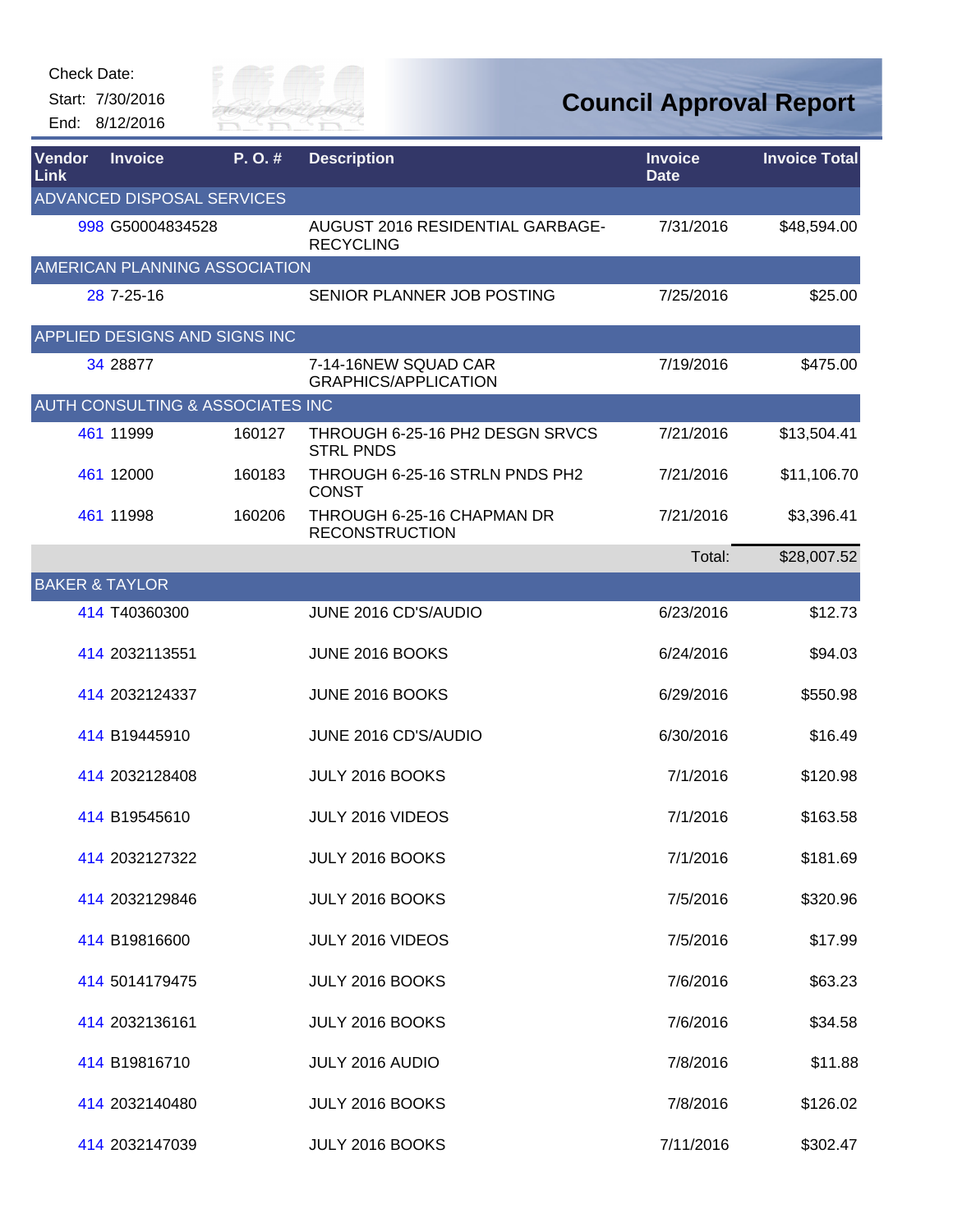Check Date:
Start: 7/30/2016
End: 8/12/2016

# Council Approval Report

| Vendor Link | Invoice | P. O. # | Description | Invoice Date | Invoice Total |
|---|---|---|---|---|---|
| **ADVANCED DISPOSAL SERVICES** | | | | | |
| 998 | G50004834528 | | AUGUST 2016 RESIDENTIAL GARBAGE-RECYCLING | 7/31/2016 | $48,594.00 |
| **AMERICAN PLANNING ASSOCIATION** | | | | | |
| 28 | 7-25-16 | | SENIOR PLANNER JOB POSTING | 7/25/2016 | $25.00 |
| **APPLIED DESIGNS AND SIGNS INC** | | | | | |
| 34 | 28877 | | 7-14-16NEW SQUAD CAR GRAPHICS/APPLICATION | 7/19/2016 | $475.00 |
| **AUTH CONSULTING & ASSOCIATES INC** | | | | | |
| 461 | 11999 | 160127 | THROUGH 6-25-16 PH2 DESGN SRVCS STRL PNDS | 7/21/2016 | $13,504.41 |
| 461 | 12000 | 160183 | THROUGH 6-25-16 STRLN PNDS PH2 CONST | 7/21/2016 | $11,106.70 |
| 461 | 11998 | 160206 | THROUGH 6-25-16 CHAPMAN DR RECONSTRUCTION | 7/21/2016 | $3,396.41 |
| | | | | Total: | $28,007.52 |
| **BAKER & TAYLOR** | | | | | |
| 414 | T40360300 | | JUNE 2016 CD'S/AUDIO | 6/23/2016 | $12.73 |
| 414 | 2032113551 | | JUNE 2016 BOOKS | 6/24/2016 | $94.03 |
| 414 | 2032124337 | | JUNE 2016 BOOKS | 6/29/2016 | $550.98 |
| 414 | B19445910 | | JUNE 2016 CD'S/AUDIO | 6/30/2016 | $16.49 |
| 414 | 2032128408 | | JULY 2016 BOOKS | 7/1/2016 | $120.98 |
| 414 | B19545610 | | JULY 2016 VIDEOS | 7/1/2016 | $163.58 |
| 414 | 2032127322 | | JULY 2016 BOOKS | 7/1/2016 | $181.69 |
| 414 | 2032129846 | | JULY 2016 BOOKS | 7/5/2016 | $320.96 |
| 414 | B19816600 | | JULY 2016 VIDEOS | 7/5/2016 | $17.99 |
| 414 | 5014179475 | | JULY 2016 BOOKS | 7/6/2016 | $63.23 |
| 414 | 2032136161 | | JULY 2016 BOOKS | 7/6/2016 | $34.58 |
| 414 | B19816710 | | JULY 2016 AUDIO | 7/8/2016 | $11.88 |
| 414 | 2032140480 | | JULY 2016 BOOKS | 7/8/2016 | $126.02 |
| 414 | 2032147039 | | JULY 2016 BOOKS | 7/11/2016 | $302.47 |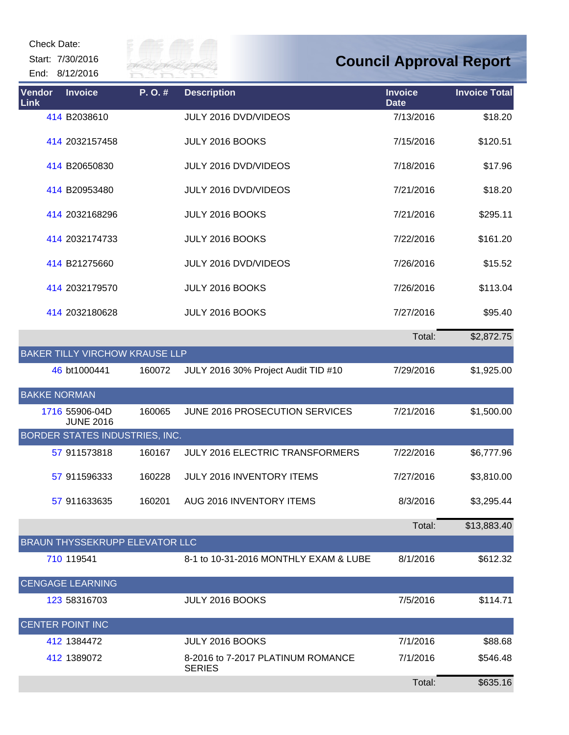Check Date:

Start: 7/30/2016

End: 8/12/2016

# Council Approval Report

| Vendor Link | Invoice | P. O. # | Description | Invoice Date | Invoice Total |
|---|---|---|---|---|---|
| 414 | B2038610 | | JULY 2016 DVD/VIDEOS | 7/13/2016 | $18.20 |
| 414 | 2032157458 | | JULY 2016 BOOKS | 7/15/2016 | $120.51 |
| 414 | B20650830 | | JULY 2016 DVD/VIDEOS | 7/18/2016 | $17.96 |
| 414 | B20953480 | | JULY 2016 DVD/VIDEOS | 7/21/2016 | $18.20 |
| 414 | 2032168296 | | JULY 2016 BOOKS | 7/21/2016 | $295.11 |
| 414 | 2032174733 | | JULY 2016 BOOKS | 7/22/2016 | $161.20 |
| 414 | B21275660 | | JULY 2016 DVD/VIDEOS | 7/26/2016 | $15.52 |
| 414 | 2032179570 | | JULY 2016 BOOKS | 7/26/2016 | $113.04 |
| 414 | 2032180628 | | JULY 2016 BOOKS | 7/27/2016 | $95.40 |
| | | | | Total: | $2,872.75 |
| **BAKER TILLY VIRCHOW KRAUSE LLP** | | | | | |
| 46 | bt1000441 | 160072 | JULY 2016 30% Project Audit TID #10 | 7/29/2016 | $1,925.00 |
| **BAKKE NORMAN** | | | | | |
| 1716 | 55906-04D JUNE 2016 | 160065 | JUNE 2016 PROSECUTION SERVICES | 7/21/2016 | $1,500.00 |
| **BORDER STATES INDUSTRIES, INC.** | | | | | |
| 57 | 911573818 | 160167 | JULY 2016 ELECTRIC TRANSFORMERS | 7/22/2016 | $6,777.96 |
| 57 | 911596333 | 160228 | JULY 2016 INVENTORY ITEMS | 7/27/2016 | $3,810.00 |
| 57 | 911633635 | 160201 | AUG 2016 INVENTORY ITEMS | 8/3/2016 | $3,295.44 |
| | | | | Total: | $13,883.40 |
| **BRAUN THYSSEKRUPP ELEVATOR LLC** | | | | | |
| 710 | 119541 | | 8-1 to 10-31-2016 MONTHLY EXAM & LUBE | 8/1/2016 | $612.32 |
| **CENGAGE LEARNING** | | | | | |
| 123 | 58316703 | | JULY 2016 BOOKS | 7/5/2016 | $114.71 |
| **CENTER POINT INC** | | | | | |
| 412 | 1384472 | | JULY 2016 BOOKS | 7/1/2016 | $88.68 |
| 412 | 1389072 | | 8-2016 to 7-2017 PLATINUM ROMANCE SERIES | 7/1/2016 | $546.48 |
| | | | | Total: | $635.16 |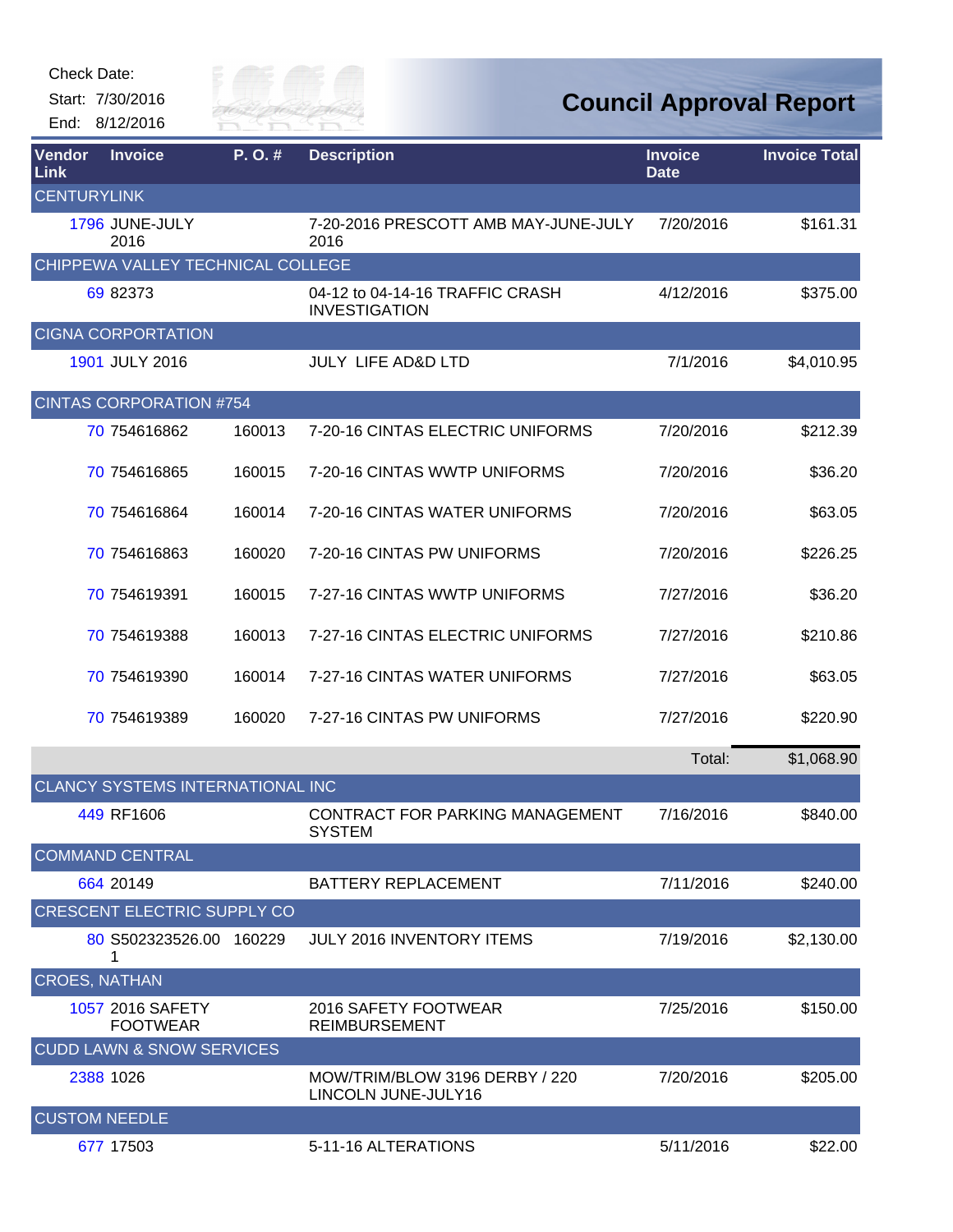Check Date:

Start: 7/30/2016

End: 8/12/2016

# Council Approval Report

| Vendor Link | Invoice | P. O. # | Description | Invoice Date | Invoice Total |
|---|---|---|---|---|---|
| CENTURYLINK | | | | | |
| 1796 | JUNE-JULY 2016 | | 7-20-2016 PRESCOTT AMB MAY-JUNE-JULY 2016 | 7/20/2016 | $161.31 |
| CHIPPEWA VALLEY TECHNICAL COLLEGE | | | | | |
| 69 | 82373 | | 04-12 to 04-14-16 TRAFFIC CRASH INVESTIGATION | 4/12/2016 | $375.00 |
| CIGNA CORPORATION | | | | | |
| 1901 | JULY 2016 | | JULY LIFE AD&D LTD | 7/1/2016 | $4,010.95 |
| CINTAS CORPORATION #754 | | | | | |
| 70 | 754616862 | 160013 | 7-20-16 CINTAS ELECTRIC UNIFORMS | 7/20/2016 | $212.39 |
| 70 | 754616865 | 160015 | 7-20-16 CINTAS WWTP UNIFORMS | 7/20/2016 | $36.20 |
| 70 | 754616864 | 160014 | 7-20-16 CINTAS WATER UNIFORMS | 7/20/2016 | $63.05 |
| 70 | 754616863 | 160020 | 7-20-16 CINTAS PW UNIFORMS | 7/20/2016 | $226.25 |
| 70 | 754619391 | 160015 | 7-27-16 CINTAS WWTP UNIFORMS | 7/27/2016 | $36.20 |
| 70 | 754619388 | 160013 | 7-27-16 CINTAS ELECTRIC UNIFORMS | 7/27/2016 | $210.86 |
| 70 | 754619390 | 160014 | 7-27-16 CINTAS WATER UNIFORMS | 7/27/2016 | $63.05 |
| 70 | 754619389 | 160020 | 7-27-16 CINTAS PW UNIFORMS | 7/27/2016 | $220.90 |
| | | | | Total: | $1,068.90 |
| CLANCY SYSTEMS INTERNATIONAL INC | | | | | |
| 449 | RF1606 | | CONTRACT FOR PARKING MANAGEMENT SYSTEM | 7/16/2016 | $840.00 |
| COMMAND CENTRAL | | | | | |
| 664 | 20149 | | BATTERY REPLACEMENT | 7/11/2016 | $240.00 |
| CRESCENT ELECTRIC SUPPLY CO | | | | | |
| 80 | S502323526.001 | 160229 | JULY 2016 INVENTORY ITEMS | 7/19/2016 | $2,130.00 |
| CROES, NATHAN | | | | | |
| 1057 | 2016 SAFETY FOOTWEAR | | 2016 SAFETY FOOTWEAR REIMBURSEMENT | 7/25/2016 | $150.00 |
| CUDD LAWN & SNOW SERVICES | | | | | |
| 2388 | 1026 | | MOW/TRIM/BLOW 3196 DERBY / 220 LINCOLN JUNE-JULY16 | 7/20/2016 | $205.00 |
| CUSTOM NEEDLE | | | | | |
| 677 | 17503 | | 5-11-16 ALTERATIONS | 5/11/2016 | $22.00 |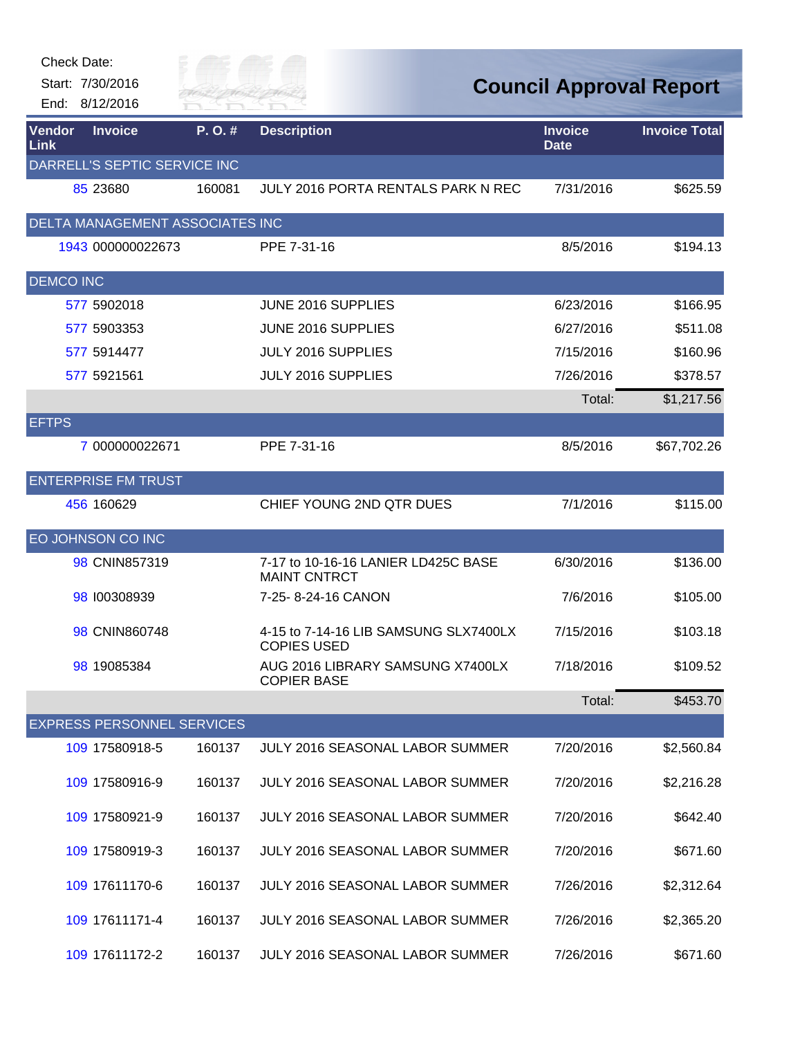Check Date:
Start: 7/30/2016
End: 8/12/2016

# Council Approval Report

| Vendor Link | Invoice | P. O. # | Description | Invoice Date | Invoice Total |
|---|---|---|---|---|---|
| DARRELL'S SEPTIC SERVICE INC | | | | | |
| 85 | 23680 | 160081 | JULY 2016 PORTA RENTALS PARK N REC | 7/31/2016 | $625.59 |
| DELTA MANAGEMENT ASSOCIATES INC | | | | | |
| 1943 | 000000022673 | | PPE 7-31-16 | 8/5/2016 | $194.13 |
| DEMCO INC | | | | | |
| 577 | 5902018 | | JUNE 2016 SUPPLIES | 6/23/2016 | $166.95 |
| 577 | 5903353 | | JUNE 2016 SUPPLIES | 6/27/2016 | $511.08 |
| 577 | 5914477 | | JULY 2016 SUPPLIES | 7/15/2016 | $160.96 |
| 577 | 5921561 | | JULY 2016 SUPPLIES | 7/26/2016 | $378.57 |
| | | | | Total: | $1,217.56 |
| EFTPS | | | | | |
| 7 | 000000022671 | | PPE 7-31-16 | 8/5/2016 | $67,702.26 |
| ENTERPRISE FM TRUST | | | | | |
| 456 | 160629 | | CHIEF YOUNG 2ND QTR DUES | 7/1/2016 | $115.00 |
| EO JOHNSON CO INC | | | | | |
| 98 | CNIN857319 | | 7-17 to 10-16-16 LANIER LD425C BASE MAINT CNTRCT | 6/30/2016 | $136.00 |
| 98 | I00308939 | | 7-25- 8-24-16 CANON | 7/6/2016 | $105.00 |
| 98 | CNIN860748 | | 4-15 to 7-14-16 LIB SAMSUNG SLX7400LX COPIES USED | 7/15/2016 | $103.18 |
| 98 | 19085384 | | AUG 2016 LIBRARY SAMSUNG X7400LX COPIER BASE | 7/18/2016 | $109.52 |
| | | | | Total: | $453.70 |
| EXPRESS PERSONNEL SERVICES | | | | | |
| 109 | 17580918-5 | 160137 | JULY 2016 SEASONAL LABOR SUMMER | 7/20/2016 | $2,560.84 |
| 109 | 17580916-9 | 160137 | JULY 2016 SEASONAL LABOR SUMMER | 7/20/2016 | $2,216.28 |
| 109 | 17580921-9 | 160137 | JULY 2016 SEASONAL LABOR SUMMER | 7/20/2016 | $642.40 |
| 109 | 17580919-3 | 160137 | JULY 2016 SEASONAL LABOR SUMMER | 7/20/2016 | $671.60 |
| 109 | 17611170-6 | 160137 | JULY 2016 SEASONAL LABOR SUMMER | 7/26/2016 | $2,312.64 |
| 109 | 17611171-4 | 160137 | JULY 2016 SEASONAL LABOR SUMMER | 7/26/2016 | $2,365.20 |
| 109 | 17611172-2 | 160137 | JULY 2016 SEASONAL LABOR SUMMER | 7/26/2016 | $671.60 |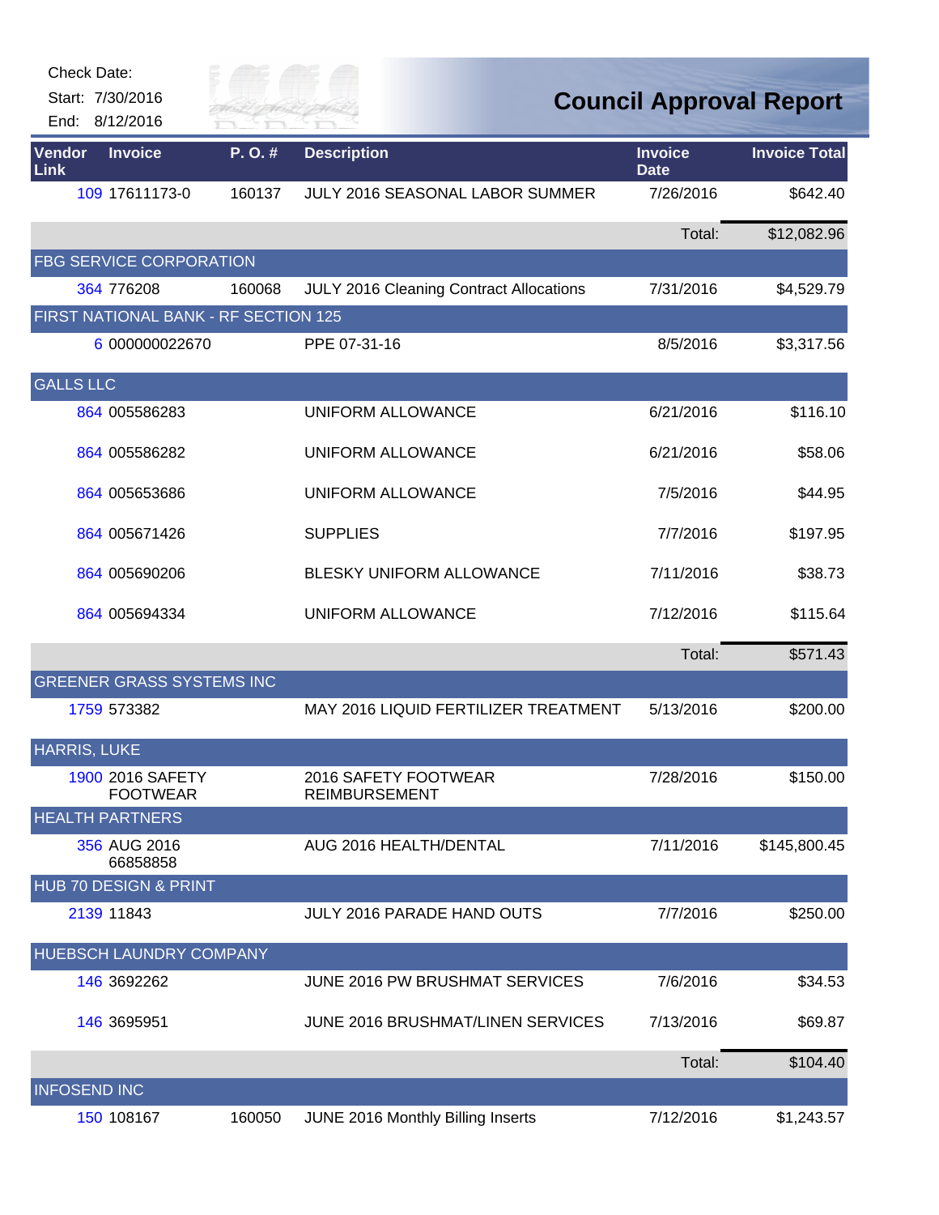Check Date:

Start: 7/30/2016

End: 8/12/2016

# Council Approval Report

| Vendor Link | Invoice | P. O. # | Description | Invoice Date | Invoice Total |
|---|---|---|---|---|---|
| 109 | 17611173-0 | 160137 | JULY 2016 SEASONAL LABOR SUMMER | 7/26/2016 | $642.40 |
| | | | | Total: | $12,082.96 |
| FBG SERVICE CORPORATION | | | | | |
| 364 | 776208 | 160068 | JULY 2016 Cleaning Contract Allocations | 7/31/2016 | $4,529.79 |
| FIRST NATIONAL BANK - RF SECTION 125 | | | | | |
| 6 | 000000022670 | | PPE 07-31-16 | 8/5/2016 | $3,317.56 |
| GALLS LLC | | | | | |
| 864 | 005586283 | | UNIFORM ALLOWANCE | 6/21/2016 | $116.10 |
| 864 | 005586282 | | UNIFORM ALLOWANCE | 6/21/2016 | $58.06 |
| 864 | 005653686 | | UNIFORM ALLOWANCE | 7/5/2016 | $44.95 |
| 864 | 005671426 | | SUPPLIES | 7/7/2016 | $197.95 |
| 864 | 005690206 | | BLESKY UNIFORM ALLOWANCE | 7/11/2016 | $38.73 |
| 864 | 005694334 | | UNIFORM ALLOWANCE | 7/12/2016 | $115.64 |
| | | | | Total: | $571.43 |
| GREENER GRASS SYSTEMS INC | | | | | |
| 1759 | 573382 | | MAY 2016 LIQUID FERTILIZER TREATMENT | 5/13/2016 | $200.00 |
| HARRIS, LUKE | | | | | |
| 1900 | 2016 SAFETY FOOTWEAR | | 2016 SAFETY FOOTWEAR REIMBURSEMENT | 7/28/2016 | $150.00 |
| HEALTH PARTNERS | | | | | |
| 356 | AUG 2016 66858858 | | AUG 2016 HEALTH/DENTAL | 7/11/2016 | $145,800.45 |
| HUB 70 DESIGN & PRINT | | | | | |
| 2139 | 11843 | | JULY 2016 PARADE HAND OUTS | 7/7/2016 | $250.00 |
| HUEBSCH LAUNDRY COMPANY | | | | | |
| 146 | 3692262 | | JUNE 2016 PW BRUSHMAT SERVICES | 7/6/2016 | $34.53 |
| 146 | 3695951 | | JUNE 2016 BRUSHMAT/LINEN SERVICES | 7/13/2016 | $69.87 |
| | | | | Total: | $104.40 |
| INFOSEND INC | | | | | |
| 150 | 108167 | 160050 | JUNE 2016 Monthly Billing Inserts | 7/12/2016 | $1,243.57 |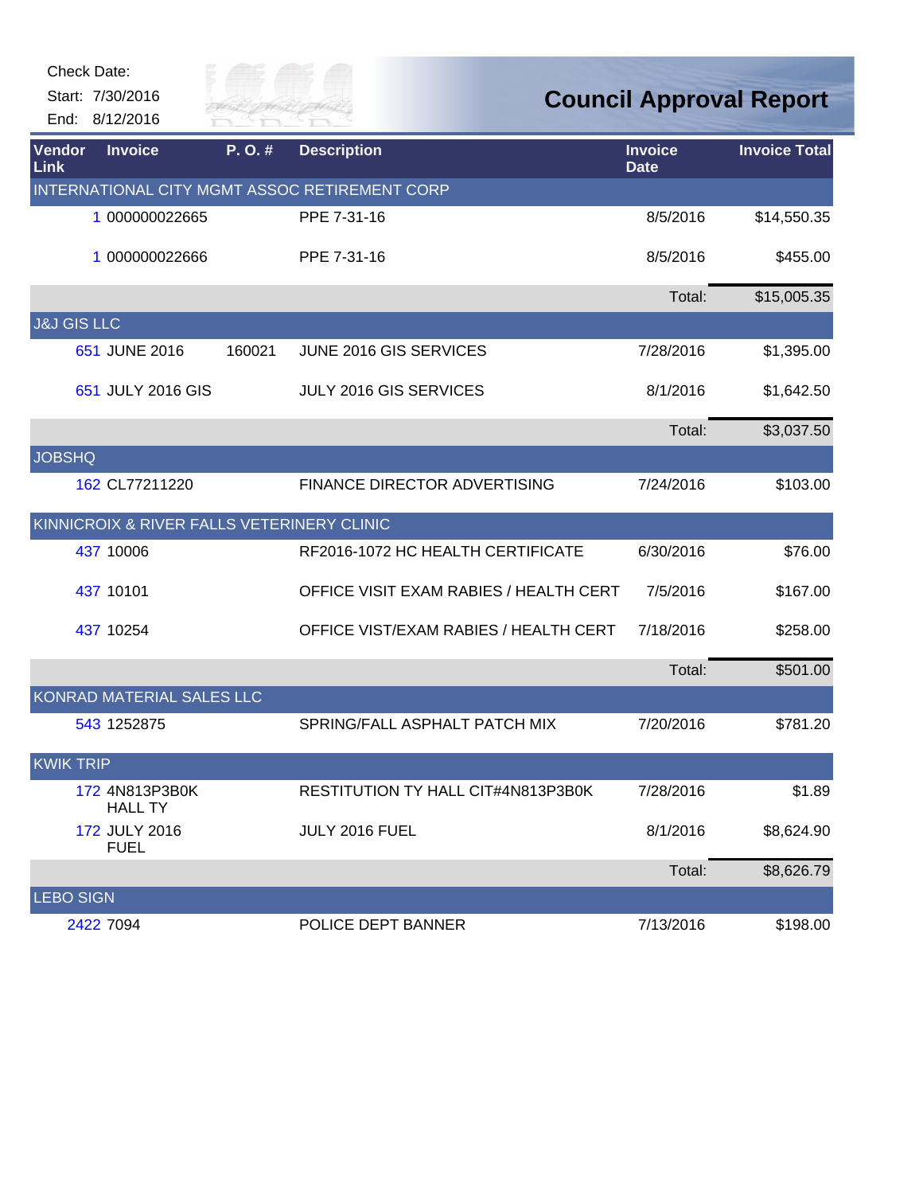Check Date:

Start: 7/30/2016

End: 8/12/2016

# Council Approval Report

| Vendor Link | Invoice | P. O. # | Description | Invoice Date | Invoice Total |
|---|---|---|---|---|---|
| INTERNATIONAL CITY MGMT ASSOC RETIREMENT CORP | | | | | |
| 1 | 000000022665 | | PPE 7-31-16 | 8/5/2016 | $14,550.35 |
| 1 | 000000022666 | | PPE 7-31-16 | 8/5/2016 | $455.00 |
| | | | | Total: | $15,005.35 |
| J&J GIS LLC | | | | | |
| 651 | JUNE 2016 | 160021 | JUNE 2016 GIS SERVICES | 7/28/2016 | $1,395.00 |
| 651 | JULY 2016 GIS | | JULY 2016 GIS SERVICES | 8/1/2016 | $1,642.50 |
| | | | | Total: | $3,037.50 |
| JOBSHQ | | | | | |
| 162 | CL77211220 | | FINANCE DIRECTOR ADVERTISING | 7/24/2016 | $103.00 |
| KINNICROIX & RIVER FALLS VETERINERY CLINIC | | | | | |
| 437 | 10006 | | RF2016-1072 HC HEALTH CERTIFICATE | 6/30/2016 | $76.00 |
| 437 | 10101 | | OFFICE VISIT EXAM RABIES / HEALTH CERT | 7/5/2016 | $167.00 |
| 437 | 10254 | | OFFICE VIST/EXAM RABIES / HEALTH CERT | 7/18/2016 | $258.00 |
| | | | | Total: | $501.00 |
| KONRAD MATERIAL SALES LLC | | | | | |
| 543 | 1252875 | | SPRING/FALL ASPHALT PATCH MIX | 7/20/2016 | $781.20 |
| KWIK TRIP | | | | | |
| 172 | 4N813P3B0K HALL TY | | RESTITUTION TY HALL CIT#4N813P3B0K | 7/28/2016 | $1.89 |
| 172 | JULY 2016 FUEL | | JULY 2016 FUEL | 8/1/2016 | $8,624.90 |
| | | | | Total: | $8,626.79 |
| LEBO SIGN | | | | | |
| 2422 | 7094 | | POLICE DEPT BANNER | 7/13/2016 | $198.00 |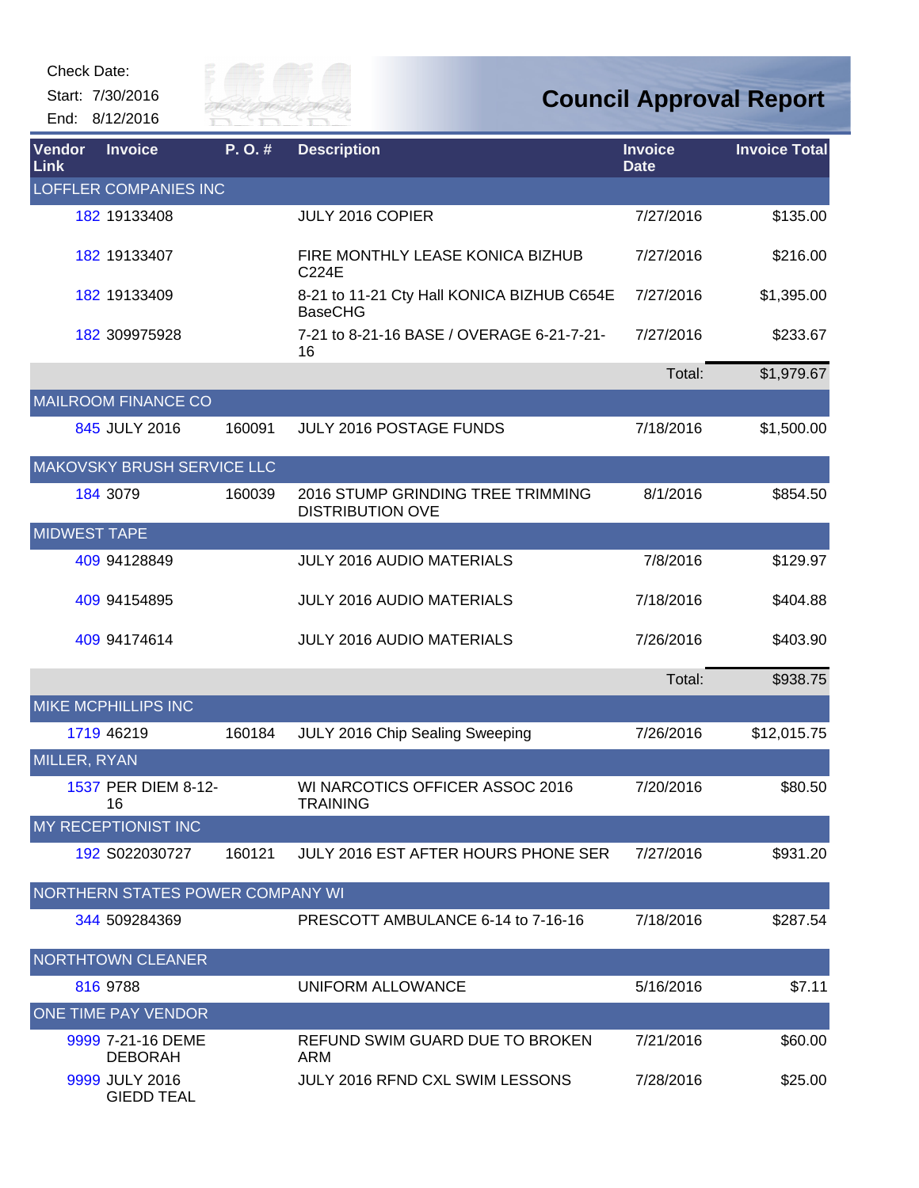Check Date:

Start: 7/30/2016

End: 8/12/2016

# Council Approval Report

| Vendor Link | Invoice | P. O. # | Description | Invoice Date | Invoice Total |
|---|---|---|---|---|---|
| LOFFLER COMPANIES INC | | | | | |
| 182 | 19133408 | | JULY 2016 COPIER | 7/27/2016 | $135.00 |
| 182 | 19133407 | | FIRE MONTHLY LEASE KONICA BIZHUB C224E | 7/27/2016 | $216.00 |
| 182 | 19133409 | | 8-21 to 11-21 Cty Hall KONICA BIZHUB C654E BaseCHG | 7/27/2016 | $1,395.00 |
| 182 | 309975928 | | 7-21 to 8-21-16 BASE / OVERAGE 6-21-7-21-16 | 7/27/2016 | $233.67 |
| | | | | Total: | $1,979.67 |
| MAILROOM FINANCE CO | | | | | |
| 845 | JULY 2016 | 160091 | JULY 2016 POSTAGE FUNDS | 7/18/2016 | $1,500.00 |
| MAKOVSKY BRUSH SERVICE LLC | | | | | |
| 184 | 3079 | 160039 | 2016 STUMP GRINDING TREE TRIMMING DISTRIBUTION OVE | 8/1/2016 | $854.50 |
| MIDWEST TAPE | | | | | |
| 409 | 94128849 | | JULY 2016 AUDIO MATERIALS | 7/8/2016 | $129.97 |
| 409 | 94154895 | | JULY 2016 AUDIO MATERIALS | 7/18/2016 | $404.88 |
| 409 | 94174614 | | JULY 2016 AUDIO MATERIALS | 7/26/2016 | $403.90 |
| | | | | Total: | $938.75 |
| MIKE MCPHILLIPS INC | | | | | |
| 1719 | 46219 | 160184 | JULY 2016 Chip Sealing Sweeping | 7/26/2016 | $12,015.75 |
| MILLER, RYAN | | | | | |
| 1537 | PER DIEM 8-12-16 | | WI NARCOTICS OFFICER ASSOC 2016 TRAINING | 7/20/2016 | $80.50 |
| MY RECEPTIONIST INC | | | | | |
| 192 | S022030727 | 160121 | JULY 2016 EST AFTER HOURS PHONE SER | 7/27/2016 | $931.20 |
| NORTHERN STATES POWER COMPANY WI | | | | | |
| 344 | 509284369 | | PRESCOTT AMBULANCE 6-14 to 7-16-16 | 7/18/2016 | $287.54 |
| NORTHTOWN CLEANER | | | | | |
| 816 | 9788 | | UNIFORM ALLOWANCE | 5/16/2016 | $7.11 |
| ONE TIME PAY VENDOR | | | | | |
| 9999 | 7-21-16 DEME DEBORAH | | REFUND SWIM GUARD DUE TO BROKEN ARM | 7/21/2016 | $60.00 |
| 9999 | JULY 2016 GIEDD TEAL | | JULY 2016 RFND CXL SWIM LESSONS | 7/28/2016 | $25.00 |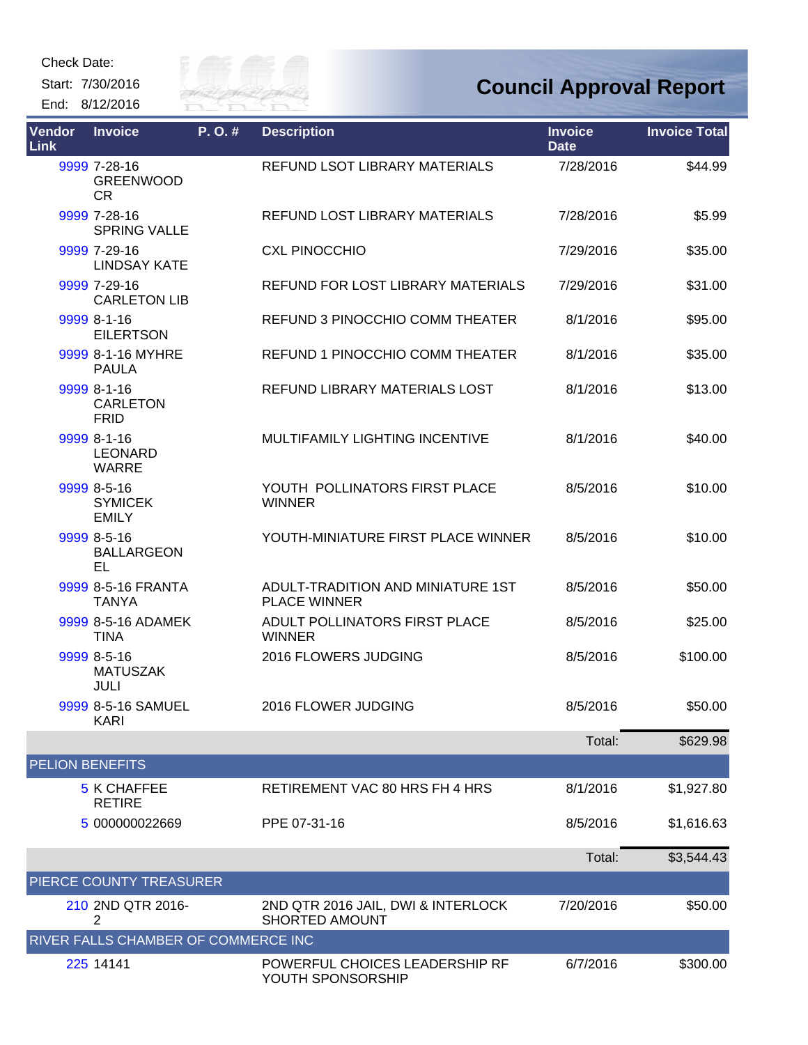Check Date:
Start: 7/30/2016
End: 8/12/2016

# Council Approval Report

| Vendor Link | Invoice | P. O. # | Description | Invoice Date | Invoice Total |
|---|---|---|---|---|---|
| 9999 | 7-28-16 GREENWOOD CR | | REFUND LSOT LIBRARY MATERIALS | 7/28/2016 | $44.99 |
| 9999 | 7-28-16 SPRING VALLE | | REFUND LOST LIBRARY MATERIALS | 7/28/2016 | $5.99 |
| 9999 | 7-29-16 LINDSAY KATE | | CXL PINOCCHIO | 7/29/2016 | $35.00 |
| 9999 | 7-29-16 CARLETON LIB | | REFUND FOR LOST LIBRARY MATERIALS | 7/29/2016 | $31.00 |
| 9999 | 8-1-16 EILERTSON | | REFUND 3 PINOCCHIO COMM THEATER | 8/1/2016 | $95.00 |
| 9999 | 8-1-16 MYHRE PAULA | | REFUND 1 PINOCCHIO COMM THEATER | 8/1/2016 | $35.00 |
| 9999 | 8-1-16 CARLETON FRID | | REFUND LIBRARY MATERIALS LOST | 8/1/2016 | $13.00 |
| 9999 | 8-1-16 LEONARD WARRE | | MULTIFAMILY LIGHTING INCENTIVE | 8/1/2016 | $40.00 |
| 9999 | 8-5-16 SYMICEK EMILY | | YOUTH POLLINATORS FIRST PLACE WINNER | 8/5/2016 | $10.00 |
| 9999 | 8-5-16 BALLARGEON EL | | YOUTH-MINIATURE FIRST PLACE WINNER | 8/5/2016 | $10.00 |
| 9999 | 8-5-16 FRANTA TANYA | | ADULT-TRADITION AND MINIATURE 1ST PLACE WINNER | 8/5/2016 | $50.00 |
| 9999 | 8-5-16 ADAMEK TINA | | ADULT POLLINATORS FIRST PLACE WINNER | 8/5/2016 | $25.00 |
| 9999 | 8-5-16 MATUSZAK JULI | | 2016 FLOWERS JUDGING | 8/5/2016 | $100.00 |
| 9999 | 8-5-16 SAMUEL KARI | | 2016 FLOWER JUDGING | 8/5/2016 | $50.00 |
| | | | | Total: | $629.98 |
| **PELION BENEFITS** | | | | | |
| 5 | K CHAFFEE RETIRE | | RETIREMENT VAC 80 HRS FH 4 HRS | 8/1/2016 | $1,927.80 |
| 5 | 000000022669 | | PPE 07-31-16 | 8/5/2016 | $1,616.63 |
| | | | | Total: | $3,544.43 |
| **PIERCE COUNTY TREASURER** | | | | | |
| 210 | 2ND QTR 2016-2 | | 2ND QTR 2016 JAIL, DWI & INTERLOCK SHORTED AMOUNT | 7/20/2016 | $50.00 |
| **RIVER FALLS CHAMBER OF COMMERCE INC** | | | | | |
| 225 | 14141 | | POWERFUL CHOICES LEADERSHIP RF YOUTH SPONSORSHIP | 6/7/2016 | $300.00 |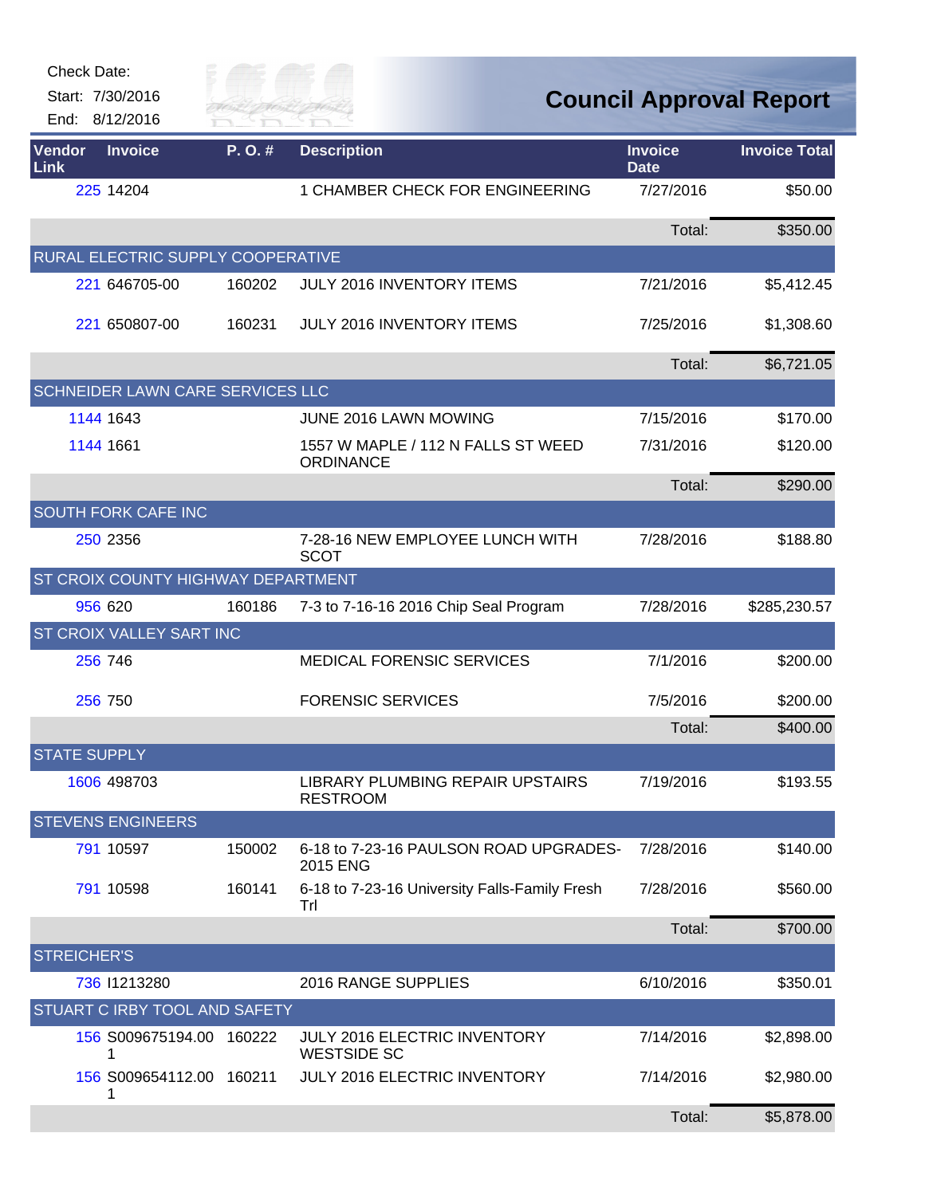Check Date:

Start: 7/30/2016

End: 8/12/2016

# Council Approval Report

| Vendor Link | Invoice | P. O. # | Description | Invoice Date | Invoice Total |
|---|---|---|---|---|---|
| 225 | 14204 | | 1 CHAMBER CHECK FOR ENGINEERING | 7/27/2016 | $50.00 |
| | | | | Total: | $350.00 |
| RURAL ELECTRIC SUPPLY COOPERATIVE | | | | | |
| 221 | 646705-00 | 160202 | JULY 2016 INVENTORY ITEMS | 7/21/2016 | $5,412.45 |
| 221 | 650807-00 | 160231 | JULY 2016 INVENTORY ITEMS | 7/25/2016 | $1,308.60 |
| | | | | Total: | $6,721.05 |
| SCHNEIDER LAWN CARE SERVICES LLC | | | | | |
| 1144 | 1643 | | JUNE 2016 LAWN MOWING | 7/15/2016 | $170.00 |
| 1144 | 1661 | | 1557 W MAPLE / 112 N FALLS ST WEED ORDINANCE | 7/31/2016 | $120.00 |
| | | | | Total: | $290.00 |
| SOUTH FORK CAFE INC | | | | | |
| 250 | 2356 | | 7-28-16 NEW EMPLOYEE LUNCH WITH SCOT | 7/28/2016 | $188.80 |
| ST CROIX COUNTY HIGHWAY DEPARTMENT | | | | | |
| 956 | 620 | 160186 | 7-3 to 7-16-16 2016 Chip Seal Program | 7/28/2016 | $285,230.57 |
| ST CROIX VALLEY SART INC | | | | | |
| 256 | 746 | | MEDICAL FORENSIC SERVICES | 7/1/2016 | $200.00 |
| 256 | 750 | | FORENSIC SERVICES | 7/5/2016 | $200.00 |
| | | | | Total: | $400.00 |
| STATE SUPPLY | | | | | |
| 1606 | 498703 | | LIBRARY PLUMBING REPAIR UPSTAIRS RESTROOM | 7/19/2016 | $193.55 |
| STEVENS ENGINEERS | | | | | |
| 791 | 10597 | 150002 | 6-18 to 7-23-16 PAULSON ROAD UPGRADES-2015 ENG | 7/28/2016 | $140.00 |
| 791 | 10598 | 160141 | 6-18 to 7-23-16 University Falls-Family Fresh Trl | 7/28/2016 | $560.00 |
| | | | | Total: | $700.00 |
| STREICHER'S | | | | | |
| 736 | I1213280 | | 2016 RANGE SUPPLIES | 6/10/2016 | $350.01 |
| STUART C IRBY TOOL AND SAFETY | | | | | |
| 156 | S009675194.001 | 160222 | JULY 2016 ELECTRIC INVENTORY WESTSIDE SC | 7/14/2016 | $2,898.00 |
| 156 | S009654112.001 | 160211 | JULY 2016 ELECTRIC INVENTORY | 7/14/2016 | $2,980.00 |
| | | | | Total: | $5,878.00 |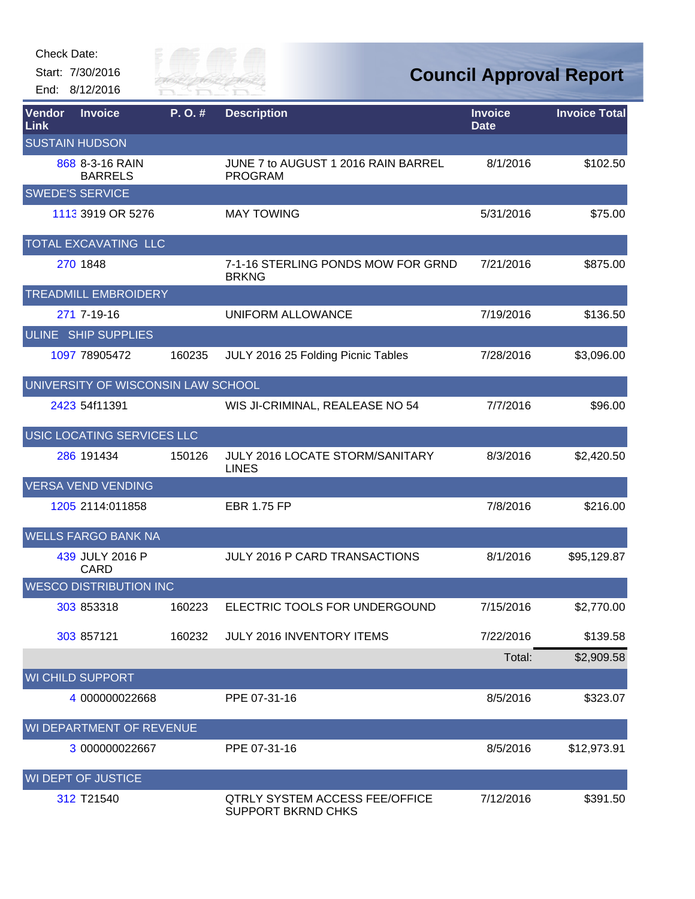Check Date:
Start: 7/30/2016
End: 8/12/2016

# Council Approval Report

| Vendor Link | Invoice | P. O. # | Description | Invoice Date | Invoice Total |
|---|---|---|---|---|---|
| SUSTAIN HUDSON | | | | | |
| 868 | 8-3-16 RAIN BARRELS | | JUNE 7 to AUGUST 1 2016 RAIN BARREL PROGRAM | 8/1/2016 | $102.50 |
| SWEDE'S SERVICE | | | | | |
| 1113 | 3919 OR 5276 | | MAY TOWING | 5/31/2016 | $75.00 |
| TOTAL EXCAVATING LLC | | | | | |
| 270 | 1848 | | 7-1-16 STERLING PONDS MOW FOR GRND BRKNG | 7/21/2016 | $875.00 |
| TREADMILL EMBROIDERY | | | | | |
| 271 | 7-19-16 | | UNIFORM ALLOWANCE | 7/19/2016 | $136.50 |
| ULINE SHIP SUPPLIES | | | | | |
| 1097 | 78905472 | 160235 | JULY 2016 25 Folding Picnic Tables | 7/28/2016 | $3,096.00 |
| UNIVERSITY OF WISCONSIN LAW SCHOOL | | | | | |
| 2423 | 54f11391 | | WIS JI-CRIMINAL, REALEASE NO 54 | 7/7/2016 | $96.00 |
| USIC LOCATING SERVICES LLC | | | | | |
| 286 | 191434 | 150126 | JULY 2016 LOCATE STORM/SANITARY LINES | 8/3/2016 | $2,420.50 |
| VERSA VEND VENDING | | | | | |
| 1205 | 2114:011858 | | EBR 1.75 FP | 7/8/2016 | $216.00 |
| WELLS FARGO BANK NA | | | | | |
| 439 | JULY 2016 P CARD | | JULY 2016 P CARD TRANSACTIONS | 8/1/2016 | $95,129.87 |
| WESCO DISTRIBUTION INC | | | | | |
| 303 | 853318 | 160223 | ELECTRIC TOOLS FOR UNDERGOUND | 7/15/2016 | $2,770.00 |
| 303 | 857121 | 160232 | JULY 2016 INVENTORY ITEMS | 7/22/2016 | $139.58 |
| | | | | Total: | $2,909.58 |
| WI CHILD SUPPORT | | | | | |
| 4 | 000000022668 | | PPE 07-31-16 | 8/5/2016 | $323.07 |
| WI DEPARTMENT OF REVENUE | | | | | |
| 3 | 000000022667 | | PPE 07-31-16 | 8/5/2016 | $12,973.91 |
| WI DEPT OF JUSTICE | | | | | |
| 312 | T21540 | | QTRLY SYSTEM ACCESS FEE/OFFICE SUPPORT BKRND CHKS | 7/12/2016 | $391.50 |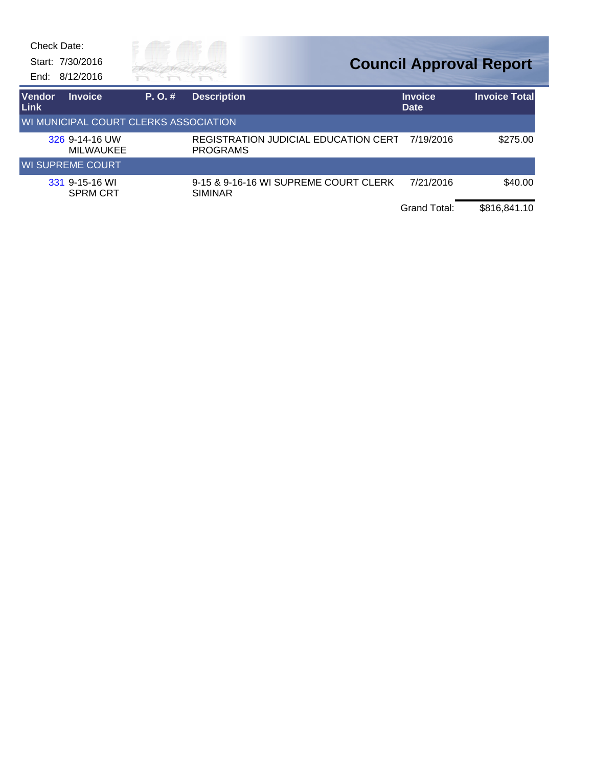Check Date:

Start: 7/30/2016

End: 8/12/2016

# Council Approval Report

| Vendor Link | Invoice | P. O. # | Description | Invoice Date | Invoice Total |
|---|---|---|---|---|---|
| WI MUNICIPAL COURT CLERKS ASSOCIATION | | | | | |
| 326 | 9-14-16 UW MILWAUKEE | | REGISTRATION JUDICIAL EDUCATION CERT PROGRAMS | 7/19/2016 | $275.00 |
| WI SUPREME COURT | | | | | |
| 331 | 9-15-16 WI SPRM CRT | | 9-15 & 9-16-16 WI SUPREME COURT CLERK SIMINAR | 7/21/2016 | $40.00 |
| | | | | Grand Total: | $816,841.10 |